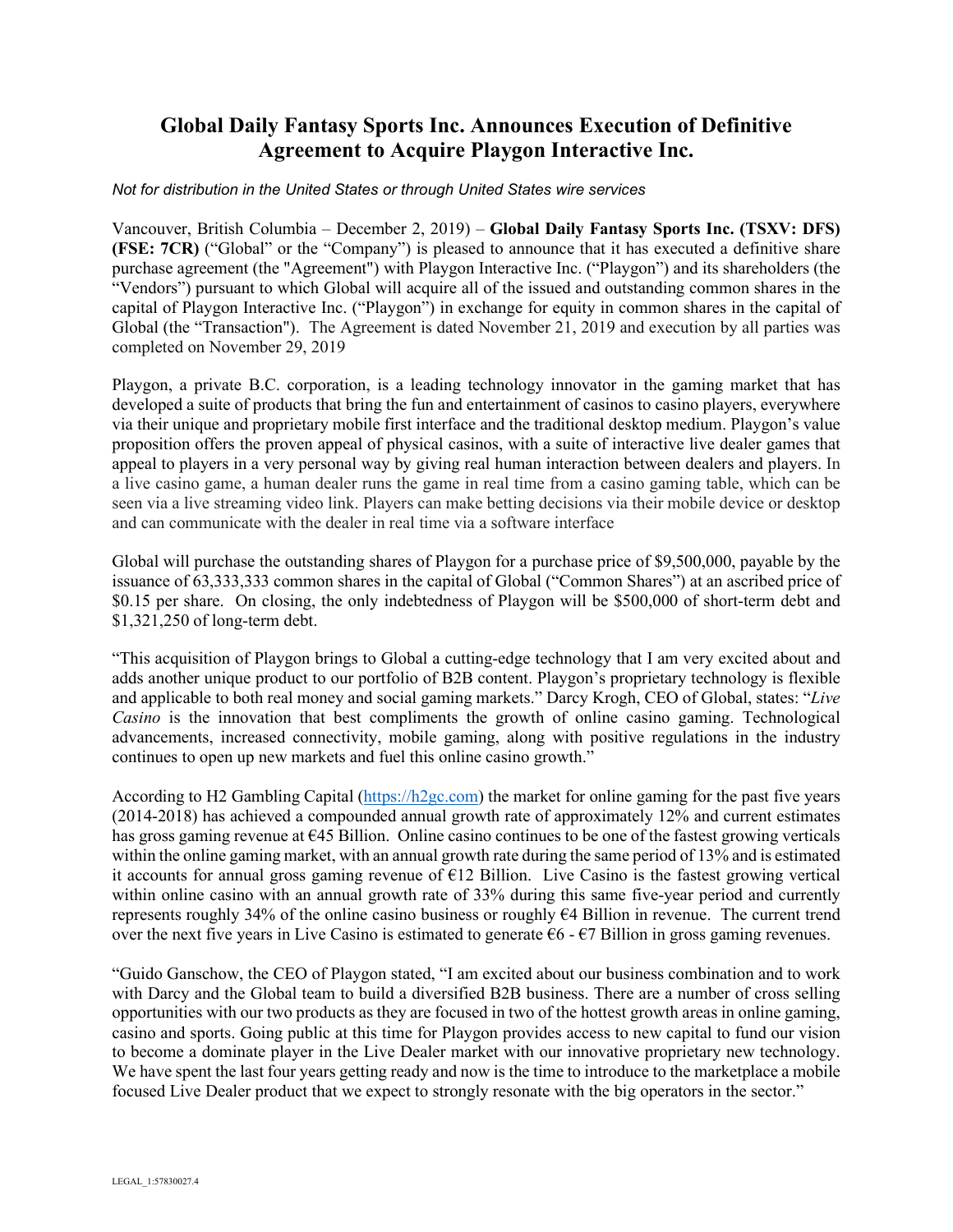# Global Daily Fantasy Sports Inc. Announces Execution of Definitive Agreement to Acquire Playgon Interactive Inc.

*Not for distribution in the United States or through United States wire services*

Vancouver, British Columbia – December 2, 2019) – **Global Daily Fantasy Sports Inc. (TSXV: DFS) (FSE: 7CR)** ("Global" or the "Company") is pleased to announce that it has executed a definitive share purchase agreement (the "Agreement") with Playgon Interactive Inc. ("Playgon") and its shareholders (the "Vendors") pursuant to which Global will acquire all of the issued and outstanding common shares in the capital of Playgon Interactive Inc. ("Playgon") in exchange for equity in common shares in the capital of Global (the "Transaction"). The Agreement is dated November 21, 2019 and execution by all parties was completed on November 29, 2019

Playgon, a private B.C. corporation, is a leading technology innovator in the gaming market that has developed a suite of products that bring the fun and entertainment of casinos to casino players, everywhere via their unique and proprietary mobile first interface and the traditional desktop medium. Playgon's value proposition offers the proven appeal of physical casinos, with a suite of interactive live dealer games that appeal to players in a very personal way by giving real human interaction between dealers and players. In a live casino game, a human dealer runs the game in real time from a casino gaming table, which can be seen via a live streaming video link. Players can make betting decisions via their mobile device or desktop and can communicate with the dealer in real time via a software interface

Global will purchase the outstanding shares of Playgon for a purchase price of $9,500,000, payable by the issuance of 63,333,333 common shares in the capital of Global ("Common Shares") at an ascribed price of $0.15 per share. On closing, the only indebtedness of Playgon will be $500,000 of short-term debt and $1,321,250 of long-term debt.

"This acquisition of Playgon brings to Global a cutting-edge technology that I am very excited about and adds another unique product to our portfolio of B2B content. Playgon's proprietary technology is flexible and applicable to both real money and social gaming markets." Darcy Krogh, CEO of Global, states: "*Live Casino* is the innovation that best compliments the growth of online casino gaming. Technological advancements, increased connectivity, mobile gaming, along with positive regulations in the industry continues to open up new markets and fuel this online casino growth."

According to H2 Gambling Capital (https://h2gc.com) the market for online gaming for the past five years (2014-2018) has achieved a compounded annual growth rate of approximately 12% and current estimates has gross gaming revenue at €45 Billion. Online casino continues to be one of the fastest growing verticals within the online gaming market, with an annual growth rate during the same period of 13% and is estimated it accounts for annual gross gaming revenue of €12 Billion. Live Casino is the fastest growing vertical within online casino with an annual growth rate of 33% during this same five-year period and currently represents roughly 34% of the online casino business or roughly €4 Billion in revenue. The current trend over the next five years in Live Casino is estimated to generate €6 - €7 Billion in gross gaming revenues.

"Guido Ganschow, the CEO of Playgon stated, "I am excited about our business combination and to work with Darcy and the Global team to build a diversified B2B business. There are a number of cross selling opportunities with our two products as they are focused in two of the hottest growth areas in online gaming, casino and sports. Going public at this time for Playgon provides access to new capital to fund our vision to become a dominate player in the Live Dealer market with our innovative proprietary new technology. We have spent the last four years getting ready and now is the time to introduce to the marketplace a mobile focused Live Dealer product that we expect to strongly resonate with the big operators in the sector."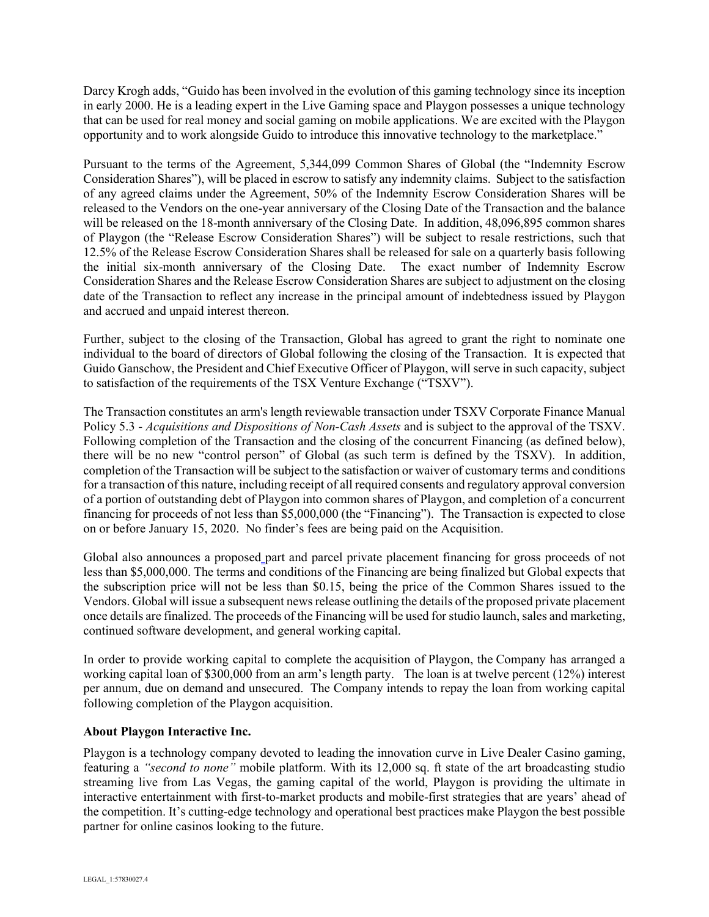Darcy Krogh adds, "Guido has been involved in the evolution of this gaming technology since its inception in early 2000. He is a leading expert in the Live Gaming space and Playgon possesses a unique technology that can be used for real money and social gaming on mobile applications. We are excited with the Playgon opportunity and to work alongside Guido to introduce this innovative technology to the marketplace."

Pursuant to the terms of the Agreement, 5,344,099 Common Shares of Global (the "Indemnity Escrow Consideration Shares"), will be placed in escrow to satisfy any indemnity claims. Subject to the satisfaction of any agreed claims under the Agreement, 50% of the Indemnity Escrow Consideration Shares will be released to the Vendors on the one-year anniversary of the Closing Date of the Transaction and the balance will be released on the 18-month anniversary of the Closing Date. In addition, 48,096,895 common shares of Playgon (the "Release Escrow Consideration Shares") will be subject to resale restrictions, such that 12.5% of the Release Escrow Consideration Shares shall be released for sale on a quarterly basis following the initial six-month anniversary of the Closing Date. The exact number of Indemnity Escrow Consideration Shares and the Release Escrow Consideration Shares are subject to adjustment on the closing date of the Transaction to reflect any increase in the principal amount of indebtedness issued by Playgon and accrued and unpaid interest thereon.

Further, subject to the closing of the Transaction, Global has agreed to grant the right to nominate one individual to the board of directors of Global following the closing of the Transaction. It is expected that Guido Ganschow, the President and Chief Executive Officer of Playgon, will serve in such capacity, subject to satisfaction of the requirements of the TSX Venture Exchange ("TSXV").

The Transaction constitutes an arm's length reviewable transaction under TSXV Corporate Finance Manual Policy 5.3 - *Acquisitions and Dispositions of Non-Cash Assets* and is subject to the approval of the TSXV. Following completion of the Transaction and the closing of the concurrent Financing (as defined below), there will be no new "control person" of Global (as such term is defined by the TSXV). In addition, completion of the Transaction will be subject to the satisfaction or waiver of customary terms and conditions for a transaction of this nature, including receipt of all required consents and regulatory approval conversion of a portion of outstanding debt of Playgon into common shares of Playgon, and completion of a concurrent financing for proceeds of not less than $5,000,000 (the "Financing"). The Transaction is expected to close on or before January 15, 2020. No finder's fees are being paid on the Acquisition.

Global also announces a proposed part and parcel private placement financing for gross proceeds of not less than $5,000,000. The terms and conditions of the Financing are being finalized but Global expects that the subscription price will not be less than $0.15, being the price of the Common Shares issued to the Vendors. Global will issue a subsequent news release outlining the details of the proposed private placement once details are finalized. The proceeds of the Financing will be used for studio launch, sales and marketing, continued software development, and general working capital.

In order to provide working capital to complete the acquisition of Playgon, the Company has arranged a working capital loan of $300,000 from an arm's length party. The loan is at twelve percent (12%) interest per annum, due on demand and unsecured. The Company intends to repay the loan from working capital following completion of the Playgon acquisition.

**About Playgon Interactive Inc.**

Playgon is a technology company devoted to leading the innovation curve in Live Dealer Casino gaming, featuring a *"second to none"* mobile platform. With its 12,000 sq. ft state of the art broadcasting studio streaming live from Las Vegas, the gaming capital of the world, Playgon is providing the ultimate in interactive entertainment with first-to-market products and mobile-first strategies that are years' ahead of the competition. It's cutting-edge technology and operational best practices make Playgon the best possible partner for online casinos looking to the future.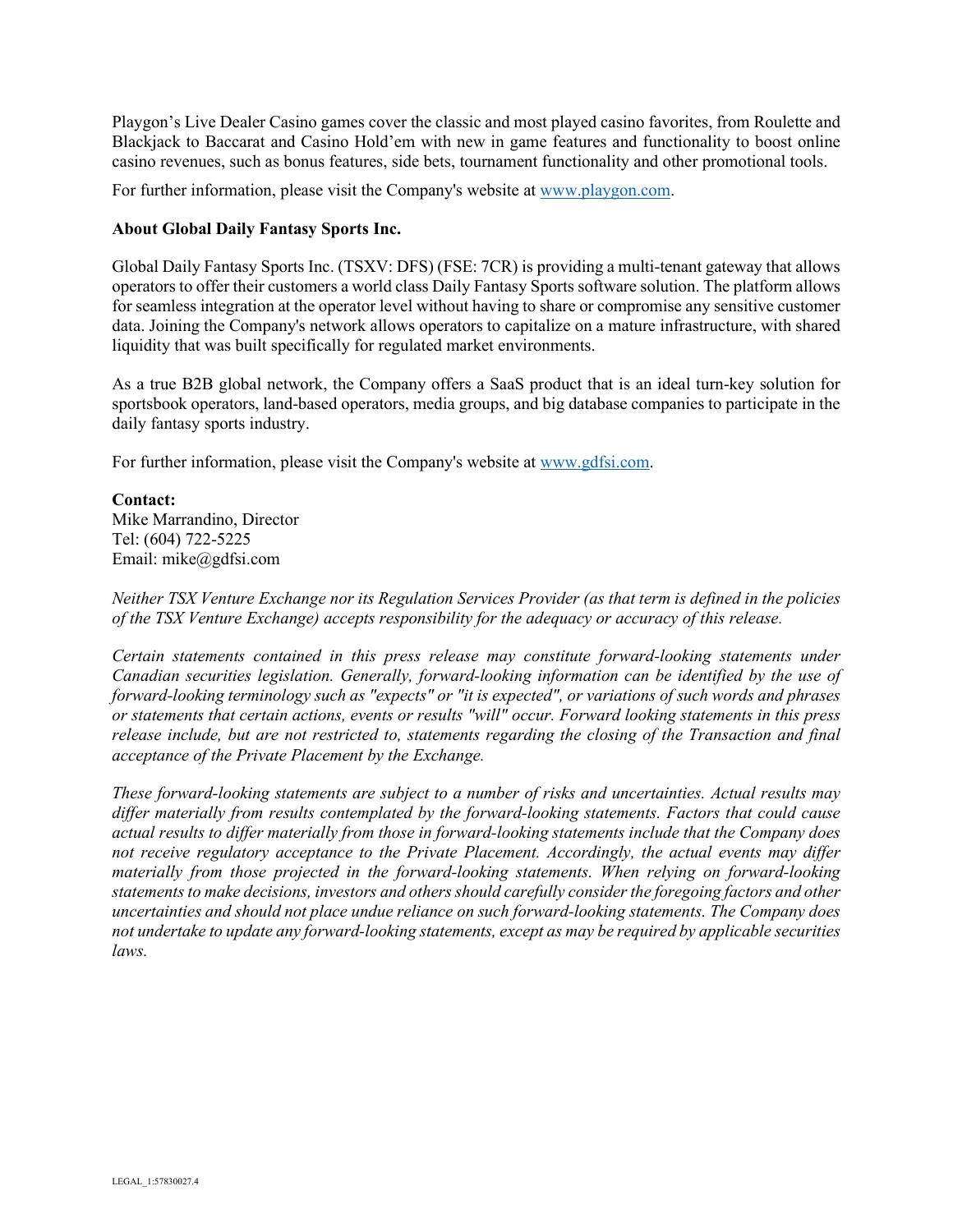Playgon's Live Dealer Casino games cover the classic and most played casino favorites, from Roulette and Blackjack to Baccarat and Casino Hold'em with new in game features and functionality to boost online casino revenues, such as bonus features, side bets, tournament functionality and other promotional tools.

For further information, please visit the Company's website at [www.playgon.com](http://www.playgon.com).

**About Global Daily Fantasy Sports Inc.**

Global Daily Fantasy Sports Inc. (TSXV: DFS) (FSE: 7CR) is providing a multi-tenant gateway that allows operators to offer their customers a world class Daily Fantasy Sports software solution. The platform allows for seamless integration at the operator level without having to share or compromise any sensitive customer data. Joining the Company's network allows operators to capitalize on a mature infrastructure, with shared liquidity that was built specifically for regulated market environments.

As a true B2B global network, the Company offers a SaaS product that is an ideal turn-key solution for sportsbook operators, land-based operators, media groups, and big database companies to participate in the daily fantasy sports industry.

For further information, please visit the Company's website at [www.gdfsi.com](http://www.gdfsi.com).

**Contact:**
Mike Marrandino, Director
Tel: (604) 722-5225
Email: mike@gdfsi.com

*Neither TSX Venture Exchange nor its Regulation Services Provider (as that term is defined in the policies of the TSX Venture Exchange) accepts responsibility for the adequacy or accuracy of this release.*

*Certain statements contained in this press release may constitute forward-looking statements under Canadian securities legislation. Generally, forward-looking information can be identified by the use of forward-looking terminology such as "expects" or "it is expected", or variations of such words and phrases or statements that certain actions, events or results "will" occur. Forward looking statements in this press release include, but are not restricted to, statements regarding the closing of the Transaction and final acceptance of the Private Placement by the Exchange.*

*These forward-looking statements are subject to a number of risks and uncertainties. Actual results may differ materially from results contemplated by the forward-looking statements. Factors that could cause actual results to differ materially from those in forward-looking statements include that the Company does not receive regulatory acceptance to the Private Placement. Accordingly, the actual events may differ materially from those projected in the forward-looking statements. When relying on forward-looking statements to make decisions, investors and others should carefully consider the foregoing factors and other uncertainties and should not place undue reliance on such forward-looking statements. The Company does not undertake to update any forward-looking statements, except as may be required by applicable securities laws.*